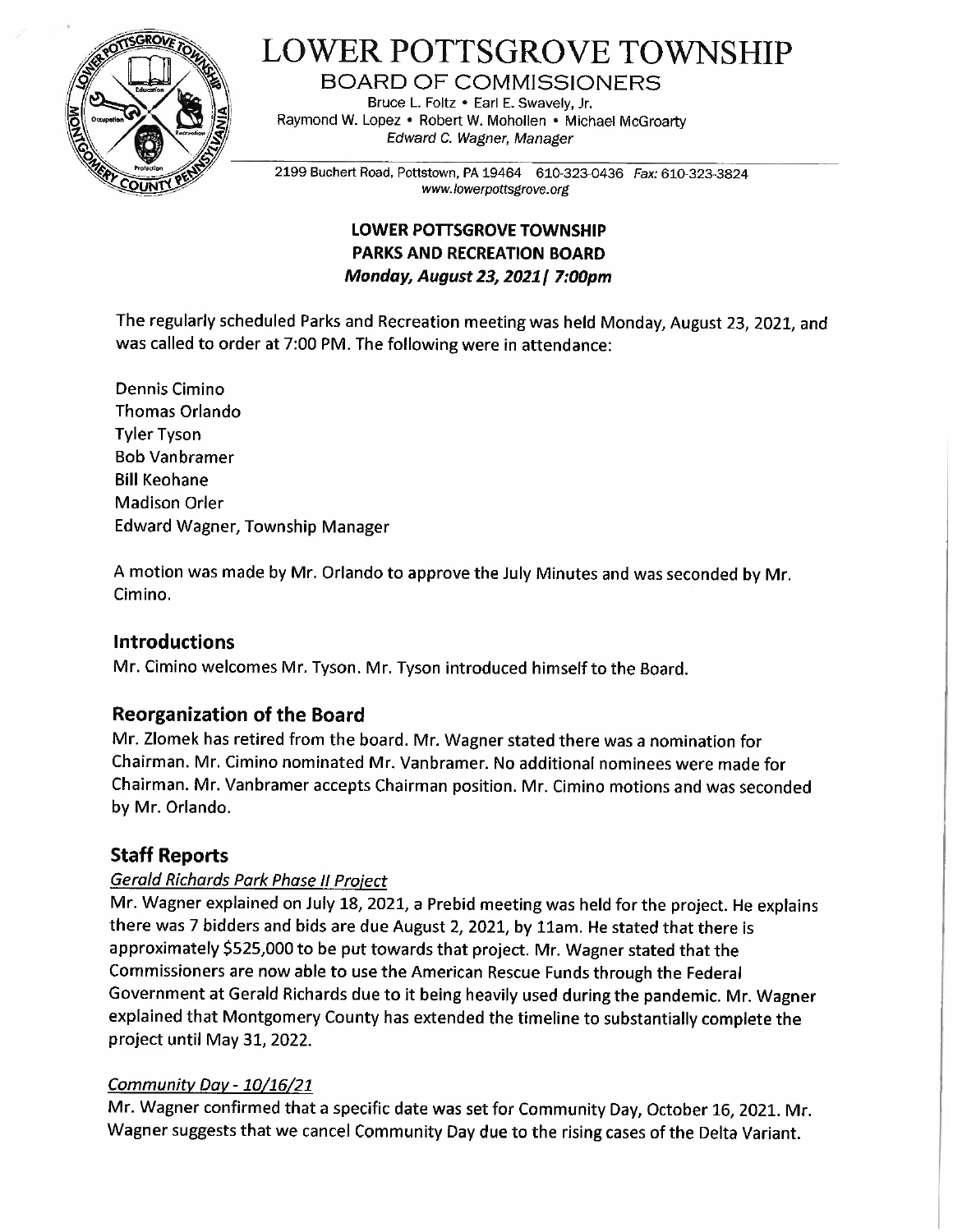# LOWER POTTSGROVE TOWNSHIP

## BOARD OF COMMISSIONERS

Bruce L. Foltz • Earl E. Swavely, Jr.
Raymond W. Lopez • Robert W. Mohollen • Michael McGroarty
*Edward C. Wagner, Manager*

2199 Buchert Road, Pottstown, PA 19464 610-323-0436 *Fax: 610-323-3824*
*www.lowerpottsgrove.org*

**LOWER POTTSGROVE TOWNSHIP**
**PARKS AND RECREATION BOARD**
***Monday, August 23, 2021| 7:00pm***

The regularly scheduled Parks and Recreation meeting was held Monday, August 23, 2021, and was called to order at 7:00 PM. The following were in attendance:

Dennis Cimino
Thomas Orlando
Tyler Tyson
Bob Vanbramer
Bill Keohane
Madison Orler
Edward Wagner, Township Manager

A motion was made by Mr. Orlando to approve the July Minutes and was seconded by Mr. Cimino.

## Introductions

Mr. Cimino welcomes Mr. Tyson. Mr. Tyson introduced himself to the Board.

## Reorganization of the Board

Mr. Zlomek has retired from the board. Mr. Wagner stated there was a nomination for Chairman. Mr. Cimino nominated Mr. Vanbramer. No additional nominees were made for Chairman. Mr. Vanbramer accepts Chairman position. Mr. Cimino motions and was seconded by Mr. Orlando.

## Staff Reports

### *Gerald Richards Park Phase II Project*

Mr. Wagner explained on July 18, 2021, a Prebid meeting was held for the project. He explains there was 7 bidders and bids are due August 2, 2021, by 11am. He stated that there is approximately $525,000 to be put towards that project. Mr. Wagner stated that the Commissioners are now able to use the American Rescue Funds through the Federal Government at Gerald Richards due to it being heavily used during the pandemic. Mr. Wagner explained that Montgomery County has extended the timeline to substantially complete the project until May 31, 2022.

### *Community Day - 10/16/21*

Mr. Wagner confirmed that a specific date was set for Community Day, October 16, 2021. Mr. Wagner suggests that we cancel Community Day due to the rising cases of the Delta Variant.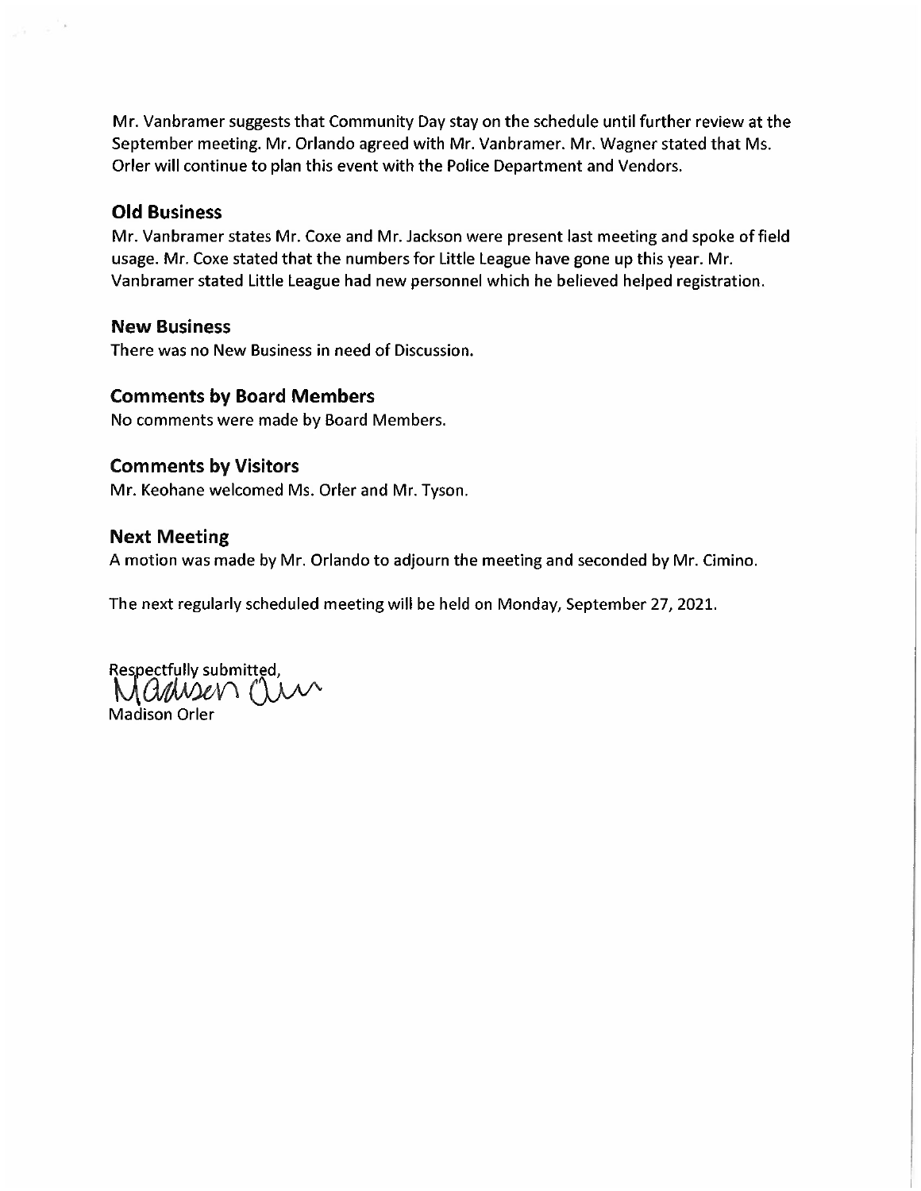Mr. Vanbramer suggests that Community Day stay on the schedule until further review at the September meeting. Mr. Orlando agreed with Mr. Vanbramer. Mr. Wagner stated that Ms. Orler will continue to plan this event with the Police Department and Vendors.

## Old Business

Mr. Vanbramer states Mr. Coxe and Mr. Jackson were present last meeting and spoke of field usage. Mr. Coxe stated that the numbers for Little League have gone up this year. Mr. Vanbramer stated Little League had new personnel which he believed helped registration.

## New Business

There was no New Business in need of Discussion.

## Comments by Board Members

No comments were made by Board Members.

## Comments by Visitors

Mr. Keohane welcomed Ms. Orler and Mr. Tyson.

## Next Meeting

A motion was made by Mr. Orlando to adjourn the meeting and seconded by Mr. Cimino.

The next regularly scheduled meeting will be held on Monday, September 27, 2021.

Respectfully submitted,

Madison Orler

Madison Orler